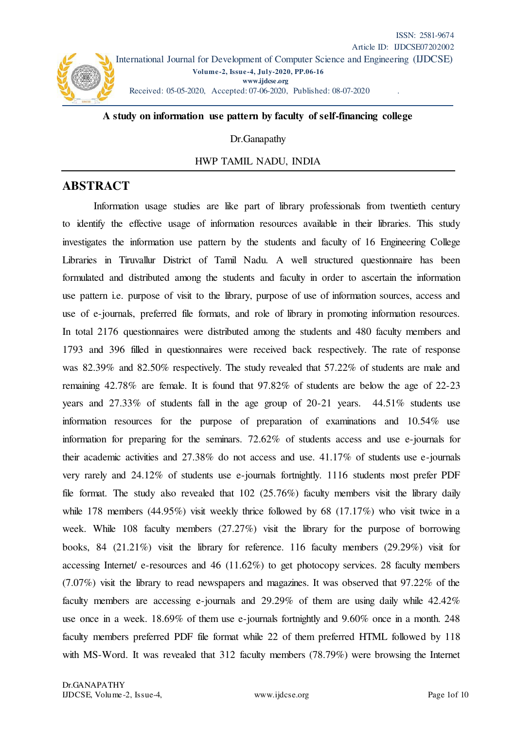# A study on information use pattern by faculty of self-financing college

Dr.Ganapathy

HWP TAMIL NADU, INDIA

## ABSTRACT

Information usage studies are like part of library professionals from twentieth century to identify the effective usage of information resources available in their libraries. This study investigates the information use pattern by the students and faculty of 16 Engineering College Libraries in Tiruvallur District of Tamil Nadu. A well structured questionnaire has been formulated and distributed among the students and faculty in order to ascertain the information use pattern i.e. purpose of visit to the library, purpose of use of information sources, access and use of e-journals, preferred file formats, and role of library in promoting information resources. In total 2176 questionnaires were distributed among the students and 480 faculty members and 1793 and 396 filled in questionnaires were received back respectively. The rate of response was 82.39% and 82.50% respectively. The study revealed that 57.22% of students are male and remaining 42.78% are female. It is found that 97.82% of students are below the age of 22-23 years and 27.33% of students fall in the age group of 20-21 years. 44.51% students use information resources for the purpose of preparation of examinations and 10.54% use information for preparing for the seminars. 72.62% of students access and use e-journals for their academic activities and 27.38% do not access and use. 41.17% of students use e-journals very rarely and 24.12% of students use e-journals fortnightly. 1116 students most prefer PDF file format. The study also revealed that 102 (25.76%) faculty members visit the library daily while 178 members (44.95%) visit weekly thrice followed by 68 (17.17%) who visit twice in a week. While 108 faculty members (27.27%) visit the library for the purpose of borrowing books, 84 (21.21%) visit the library for reference. 116 faculty members (29.29%) visit for accessing Internet/ e-resources and 46 (11.62%) to get photocopy services. 28 faculty members (7.07%) visit the library to read newspapers and magazines. It was observed that 97.22% of the faculty members are accessing e-journals and 29.29% of them are using daily while 42.42% use once in a week. 18.69% of them use e-journals fortnightly and 9.60% once in a month. 248 faculty members preferred PDF file format while 22 of them preferred HTML followed by 118 with MS-Word. It was revealed that 312 faculty members (78.79%) were browsing the Internet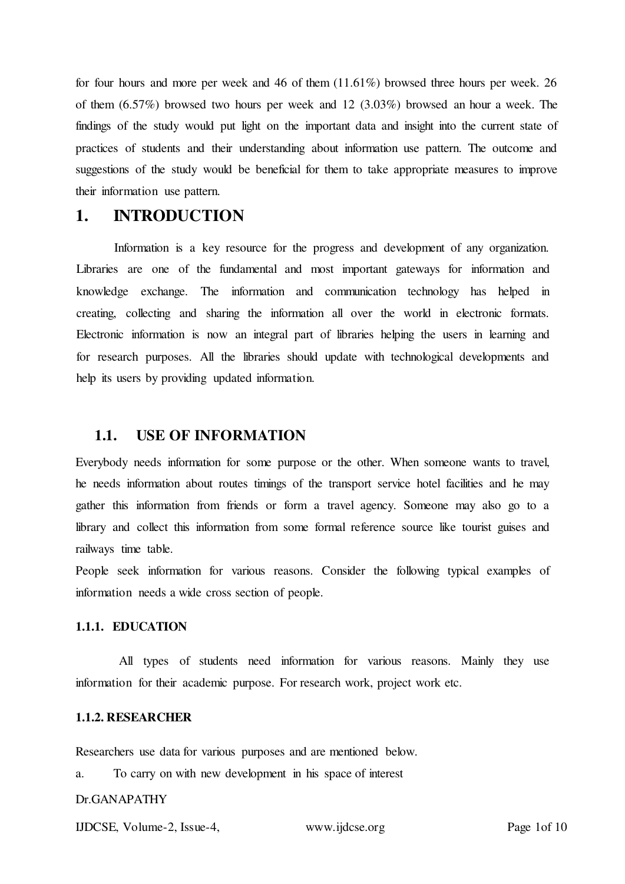for four hours and more per week and 46 of them (11.61%) browsed three hours per week. 26 of them (6.57%) browsed two hours per week and 12 (3.03%) browsed an hour a week. The findings of the study would put light on the important data and insight into the current state of practices of students and their understanding about information use pattern. The outcome and suggestions of the study would be beneficial for them to take appropriate measures to improve their information use pattern.

# 1. INTRODUCTION

Information is a key resource for the progress and development of any organization. Libraries are one of the fundamental and most important gateways for information and knowledge exchange. The information and communication technology has helped in creating, collecting and sharing the information all over the world in electronic formats. Electronic information is now an integral part of libraries helping the users in learning and for research purposes. All the libraries should update with technological developments and help its users by providing updated information.

## 1.1. USE OF INFORMATION

Everybody needs information for some purpose or the other. When someone wants to travel, he needs information about routes timings of the transport service hotel facilities and he may gather this information from friends or form a travel agency. Someone may also go to a library and collect this information from some formal reference source like tourist guises and railways time table.

People seek information for various reasons. Consider the following typical examples of information needs a wide cross section of people.

### 1.1.1. EDUCATION

All types of students need information for various reasons. Mainly they use information for their academic purpose. For research work, project work etc.

### 1.1.2. RESEARCHER

Researchers use data for various purposes and are mentioned below.

a. To carry on with new development in his space of interest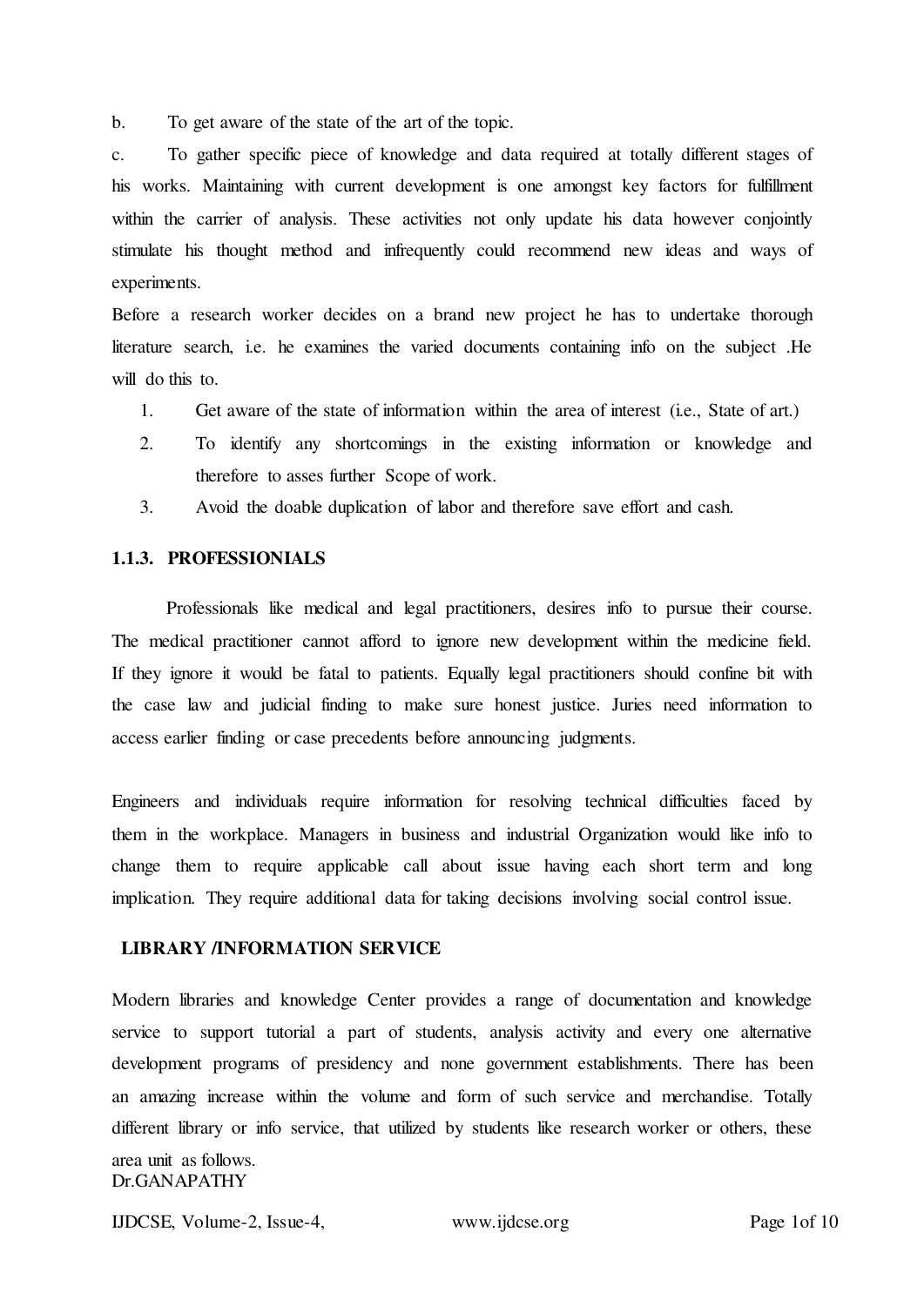b. To get aware of the state of the art of the topic.

c. To gather specific piece of knowledge and data required at totally different stages of his works. Maintaining with current development is one amongst key factors for fulfillment within the carrier of analysis. These activities not only update his data however conjointly stimulate his thought method and infrequently could recommend new ideas and ways of experiments.

Before a research worker decides on a brand new project he has to undertake thorough literature search, i.e. he examines the varied documents containing info on the subject .He will do this to.

1. Get aware of the state of information within the area of interest (i.e., State of art.)
2. To identify any shortcomings in the existing information or knowledge and therefore to asses further Scope of work.
3. Avoid the doable duplication of labor and therefore save effort and cash.

### 1.1.3. PROFESSIONIALS

Professionals like medical and legal practitioners, desires info to pursue their course. The medical practitioner cannot afford to ignore new development within the medicine field. If they ignore it would be fatal to patients. Equally legal practitioners should confine bit with the case law and judicial finding to make sure honest justice. Juries need information to access earlier finding or case precedents before announcing judgments.

Engineers and individuals require information for resolving technical difficulties faced by them in the workplace. Managers in business and industrial Organization would like info to change them to require applicable call about issue having each short term and long implication. They require additional data for taking decisions involving social control issue.

### LIBRARY /INFORMATION SERVICE

Modern libraries and knowledge Center provides a range of documentation and knowledge service to support tutorial a part of students, analysis activity and every one alternative development programs of presidency and none government establishments. There has been an amazing increase within the volume and form of such service and merchandise. Totally different library or info service, that utilized by students like research worker or others, these area unit as follows.

Dr.GANAPATHY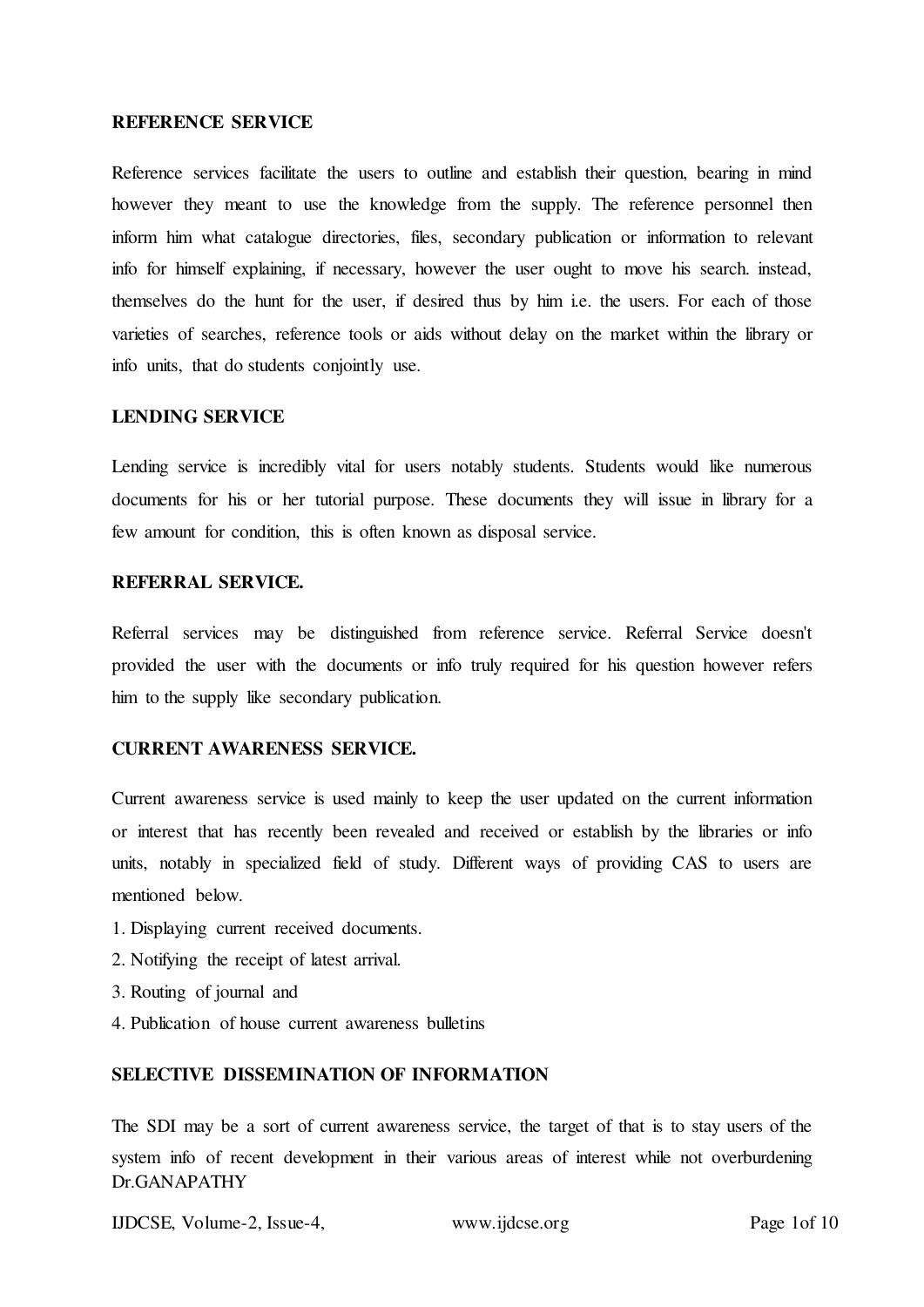**REFERENCE SERVICE**

Reference services facilitate the users to outline and establish their question, bearing in mind however they meant to use the knowledge from the supply. The reference personnel then inform him what catalogue directories, files, secondary publication or information to relevant info for himself explaining, if necessary, however the user ought to move his search. instead, themselves do the hunt for the user, if desired thus by him i.e. the users. For each of those varieties of searches, reference tools or aids without delay on the market within the library or info units, that do students conjointly use.

**LENDING SERVICE**

Lending service is incredibly vital for users notably students. Students would like numerous documents for his or her tutorial purpose. These documents they will issue in library for a few amount for condition, this is often known as disposal service.

**REFERRAL SERVICE.**

Referral services may be distinguished from reference service. Referral Service doesn't provided the user with the documents or info truly required for his question however refers him to the supply like secondary publication.

**CURRENT AWARENESS SERVICE.**

Current awareness service is used mainly to keep the user updated on the current information or interest that has recently been revealed and received or establish by the libraries or info units, notably in specialized field of study. Different ways of providing CAS to users are mentioned below.

1. Displaying current received documents.
2. Notifying the receipt of latest arrival.
3. Routing of journal and
4. Publication of house current awareness bulletins

**SELECTIVE DISSEMINATION OF INFORMATION**

The SDI may be a sort of current awareness service, the target of that is to stay users of the system info of recent development in their various areas of interest while not overburdening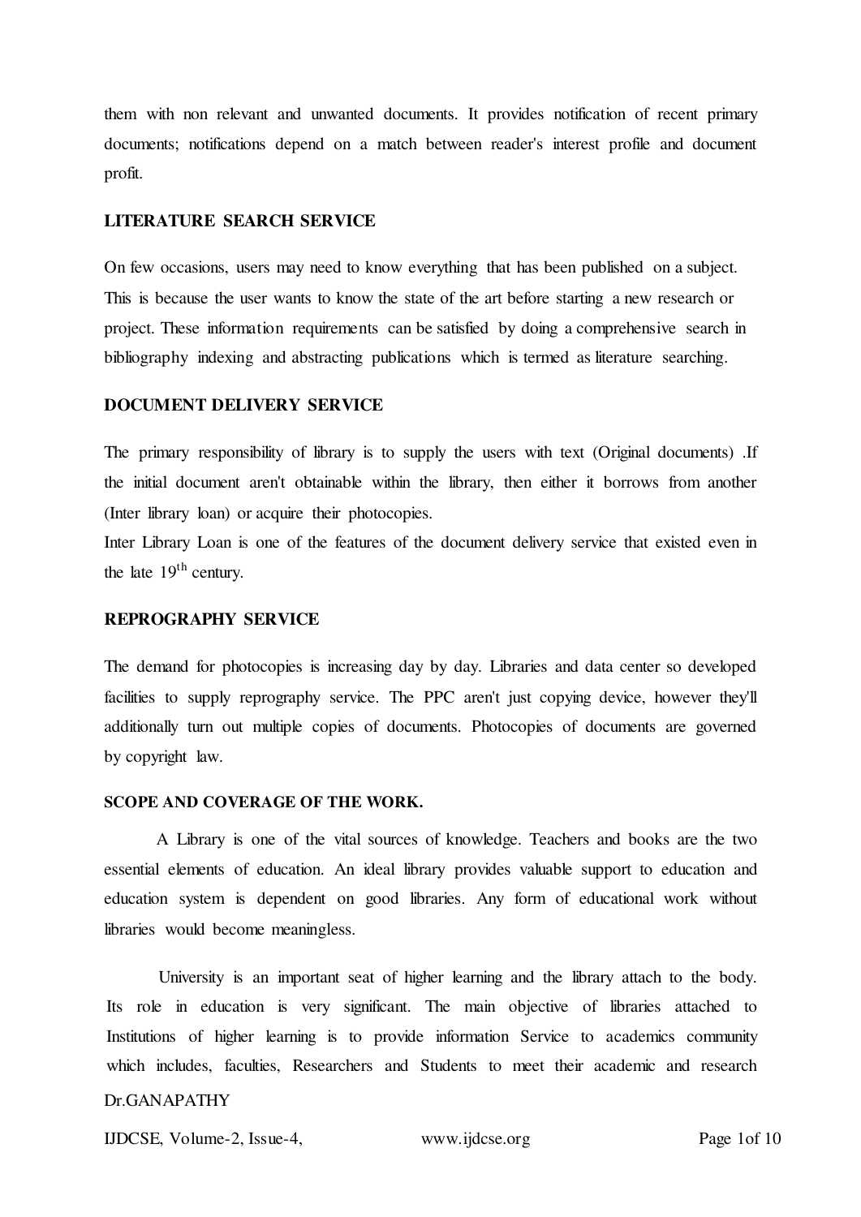them with non relevant and unwanted documents. It provides notification of recent primary documents; notifications depend on a match between reader's interest profile and document profit.

## LITERATURE SEARCH SERVICE

On few occasions, users may need to know everything that has been published on a subject. This is because the user wants to know the state of the art before starting a new research or project. These information requirements can be satisfied by doing a comprehensive search in bibliography indexing and abstracting publications which is termed as literature searching.

## DOCUMENT DELIVERY SERVICE

The primary responsibility of library is to supply the users with text (Original documents) .If the initial document aren't obtainable within the library, then either it borrows from another (Inter library loan) or acquire their photocopies.

Inter Library Loan is one of the features of the document delivery service that existed even in the late 19th century.

## REPROGRAPHY SERVICE

The demand for photocopies is increasing day by day. Libraries and data center so developed facilities to supply reprography service. The PPC aren't just copying device, however they'll additionally turn out multiple copies of documents. Photocopies of documents are governed by copyright law.

## SCOPE AND COVERAGE OF THE WORK.

A Library is one of the vital sources of knowledge. Teachers and books are the two essential elements of education. An ideal library provides valuable support to education and education system is dependent on good libraries. Any form of educational work without libraries would become meaningless.

University is an important seat of higher learning and the library attach to the body. Its role in education is very significant. The main objective of libraries attached to Institutions of higher learning is to provide information Service to academics community which includes, faculties, Researchers and Students to meet their academic and research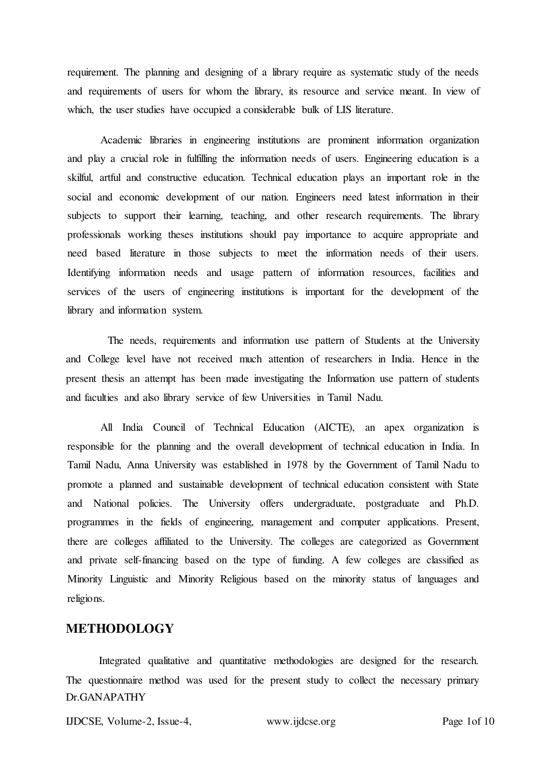requirement. The planning and designing of a library require as systematic study of the needs and requirements of users for whom the library, its resource and service meant. In view of which, the user studies have occupied a considerable bulk of LIS literature.

Academic libraries in engineering institutions are prominent information organization and play a crucial role in fulfilling the information needs of users. Engineering education is a skilful, artful and constructive education. Technical education plays an important role in the social and economic development of our nation. Engineers need latest information in their subjects to support their learning, teaching, and other research requirements. The library professionals working theses institutions should pay importance to acquire appropriate and need based literature in those subjects to meet the information needs of their users. Identifying information needs and usage pattern of information resources, facilities and services of the users of engineering institutions is important for the development of the library and information system.

The needs, requirements and information use pattern of Students at the University and College level have not received much attention of researchers in India. Hence in the present thesis an attempt has been made investigating the Information use pattern of students and faculties and also library service of few Universities in Tamil Nadu.

All India Council of Technical Education (AICTE), an apex organization is responsible for the planning and the overall development of technical education in India. In Tamil Nadu, Anna University was established in 1978 by the Government of Tamil Nadu to promote a planned and sustainable development of technical education consistent with State and National policies. The University offers undergraduate, postgraduate and Ph.D. programmes in the fields of engineering, management and computer applications. Present, there are colleges affiliated to the University. The colleges are categorized as Government and private self-financing based on the type of funding. A few colleges are classified as Minority Linguistic and Minority Religious based on the minority status of languages and religions.

## METHODOLOGY

Integrated qualitative and quantitative methodologies are designed for the research. The questionnaire method was used for the present study to collect the necessary primary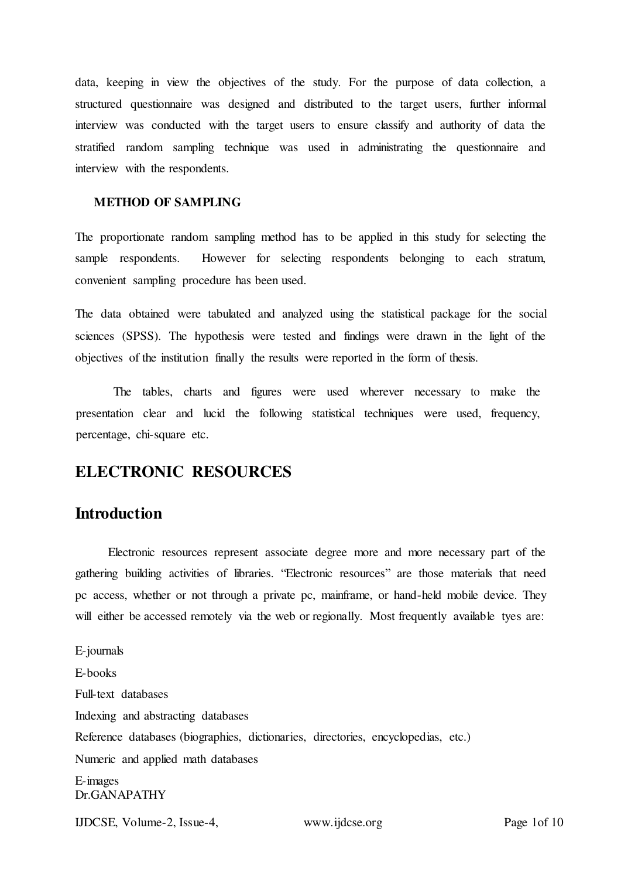data, keeping in view the objectives of the study. For the purpose of data collection, a structured questionnaire was designed and distributed to the target users, further informal interview was conducted with the target users to ensure classify and authority of data the stratified random sampling technique was used in administrating the questionnaire and interview with the respondents.

**METHOD OF SAMPLING**

The proportionate random sampling method has to be applied in this study for selecting the sample respondents. However for selecting respondents belonging to each stratum, convenient sampling procedure has been used.

The data obtained were tabulated and analyzed using the statistical package for the social sciences (SPSS). The hypothesis were tested and findings were drawn in the light of the objectives of the institution finally the results were reported in the form of thesis.

The tables, charts and figures were used wherever necessary to make the presentation clear and lucid the following statistical techniques were used, frequency, percentage, chi-square etc.

## ELECTRONIC RESOURCES

## Introduction

Electronic resources represent associate degree more and more necessary part of the gathering building activities of libraries. "Electronic resources" are those materials that need pc access, whether or not through a private pc, mainframe, or hand-held mobile device. They will either be accessed remotely via the web or regionally. Most frequently available tyes are:

E-journals
E-books
Full-text databases
Indexing and abstracting databases
Reference databases (biographies, dictionaries, directories, encyclopedias, etc.)
Numeric and applied math databases
E-images

Dr.GANAPATHY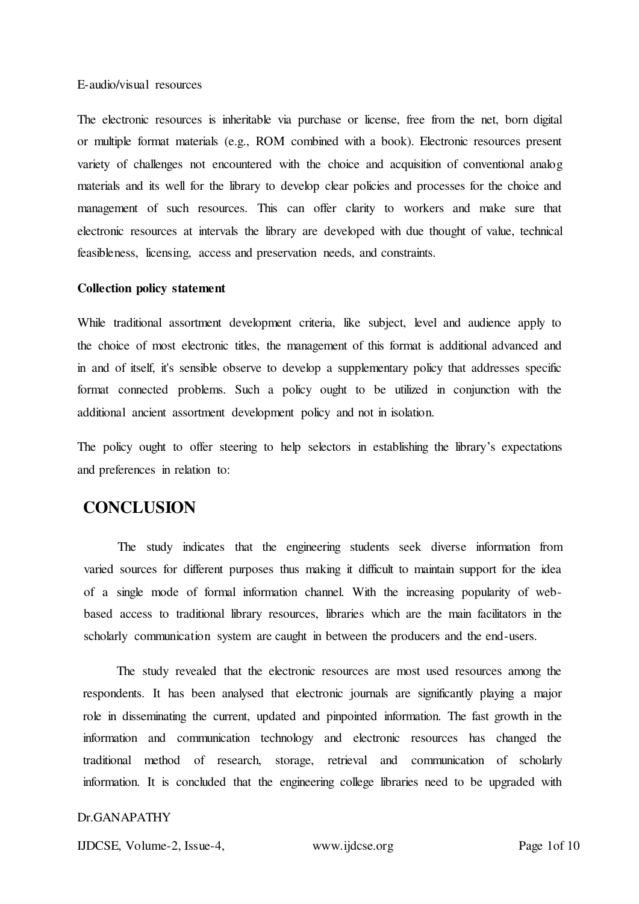E-audio/visual resources

The electronic resources is inheritable via purchase or license, free from the net, born digital or multiple format materials (e.g., ROM combined with a book). Electronic resources present variety of challenges not encountered with the choice and acquisition of conventional analog materials and its well for the library to develop clear policies and processes for the choice and management of such resources. This can offer clarity to workers and make sure that electronic resources at intervals the library are developed with due thought of value, technical feasibleness, licensing, access and preservation needs, and constraints.

**Collection policy statement**

While traditional assortment development criteria, like subject, level and audience apply to the choice of most electronic titles, the management of this format is additional advanced and in and of itself, it's sensible observe to develop a supplementary policy that addresses specific format connected problems. Such a policy ought to be utilized in conjunction with the additional ancient assortment development policy and not in isolation.

The policy ought to offer steering to help selectors in establishing the library's expectations and preferences in relation to:

## CONCLUSION

The study indicates that the engineering students seek diverse information from varied sources for different purposes thus making it difficult to maintain support for the idea of a single mode of formal information channel. With the increasing popularity of web-based access to traditional library resources, libraries which are the main facilitators in the scholarly communication system are caught in between the producers and the end-users.

The study revealed that the electronic resources are most used resources among the respondents. It has been analysed that electronic journals are significantly playing a major role in disseminating the current, updated and pinpointed information. The fast growth in the information and communication technology and electronic resources has changed the traditional method of research, storage, retrieval and communication of scholarly information. It is concluded that the engineering college libraries need to be upgraded with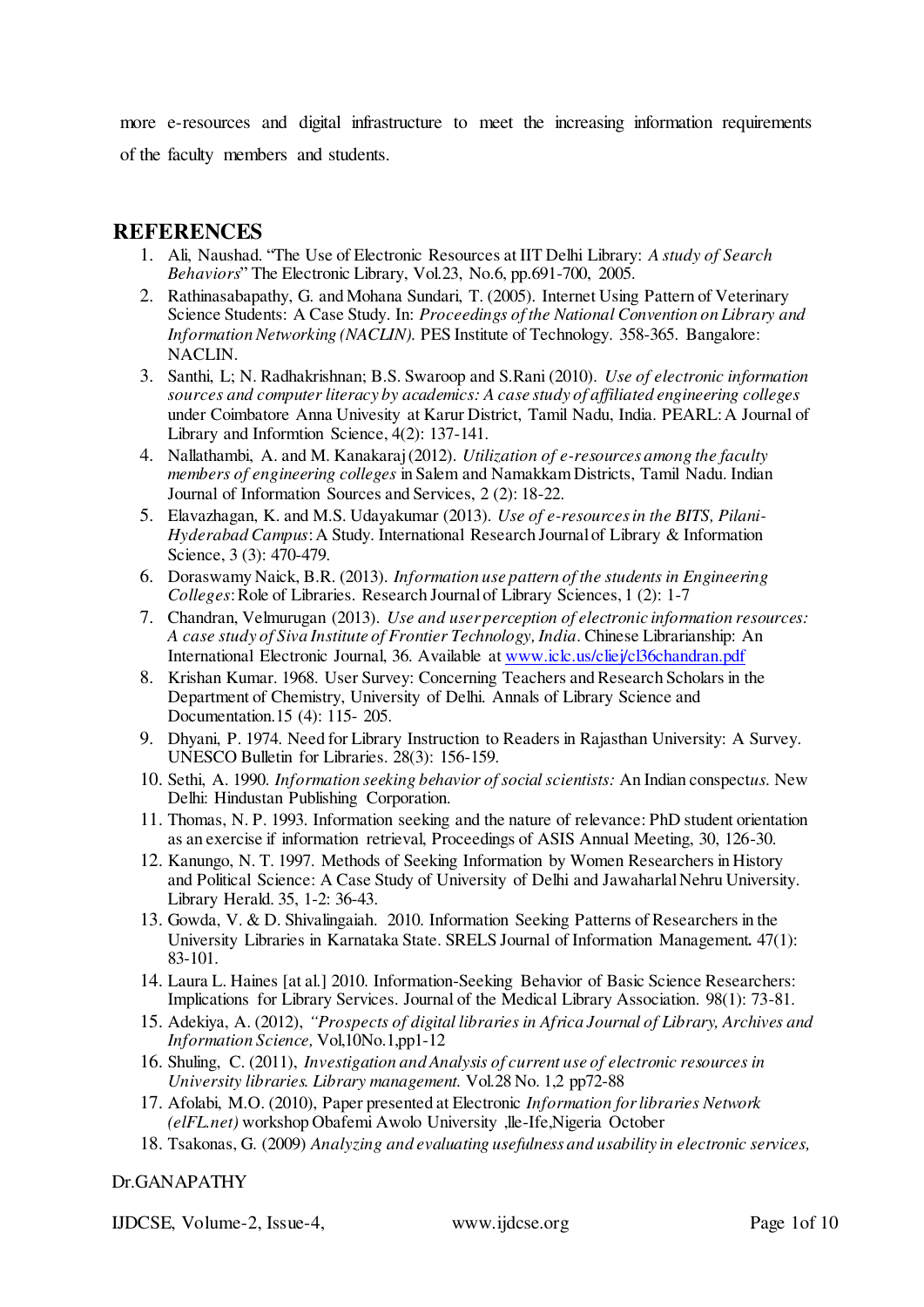more e-resources and digital infrastructure to meet the increasing information requirements of the faculty members and students.

## REFERENCES

1. Ali, Naushad. "The Use of Electronic Resources at IIT Delhi Library: *A study of Search Behaviors*" The Electronic Library, Vol.23, No.6, pp.691-700, 2005.
2. Rathinasabapathy, G. and Mohana Sundari, T. (2005). Internet Using Pattern of Veterinary Science Students: A Case Study. In: *Proceedings of the National Convention on Library and Information Networking (NACLIN).* PES Institute of Technology. 358-365. Bangalore: NACLIN.
3. Santhi, L; N. Radhakrishnan; B.S. Swaroop and S.Rani (2010). *Use of electronic information sources and computer literacy by academics: A case study of affiliated engineering colleges* under Coimbatore Anna Univesity at Karur District, Tamil Nadu, India. PEARL: A Journal of Library and Informtion Science, 4(2): 137-141.
4. Nallathambi, A. and M. Kanakaraj (2012). *Utilization of e-resources among the faculty members of engineering colleges* in Salem and Namakkam Districts, Tamil Nadu. Indian Journal of Information Sources and Services, 2 (2): 18-22.
5. Elavazhagan, K. and M.S. Udayakumar (2013). *Use of e-resources in the BITS, Pilani-Hyderabad Campus*: A Study. International Research Journal of Library & Information Science, 3 (3): 470-479.
6. Doraswamy Naick, B.R. (2013). *Information use pattern of the students in Engineering Colleges*: Role of Libraries. Research Journal of Library Sciences, 1 (2): 1-7
7. Chandran, Velmurugan (2013). *Use and user perception of electronic information resources: A case study of Siva Institute of Frontier Technology, India*. Chinese Librarianship: An International Electronic Journal, 36. Available at www.iclc.us/cliej/cl36chandran.pdf
8. Krishan Kumar. 1968. User Survey: Concerning Teachers and Research Scholars in the Department of Chemistry, University of Delhi. Annals of Library Science and Documentation.15 (4): 115- 205.
9. Dhyani, P. 1974. Need for Library Instruction to Readers in Rajasthan University: A Survey. UNESCO Bulletin for Libraries. 28(3): 156-159.
10. Sethi, A. 1990. *Information seeking behavior of social scientists:* An Indian conspect*us.* New Delhi: Hindustan Publishing Corporation.
11. Thomas, N. P. 1993. Information seeking and the nature of relevance: PhD student orientation as an exercise if information retrieval, Proceedings of ASIS Annual Meeting, 30, 126-30.
12. Kanungo, N. T. 1997. Methods of Seeking Information by Women Researchers in History and Political Science: A Case Study of University of Delhi and Jawaharlal Nehru University. Library Herald. 35, 1-2: 36-43.
13. Gowda, V. & D. Shivalingaiah. 2010. Information Seeking Patterns of Researchers in the University Libraries in Karnataka State. SRELS Journal of Information Management**.** 47(1): 83-101.
14. Laura L. Haines [at al.] 2010. Information-Seeking Behavior of Basic Science Researchers: Implications for Library Services. Journal of the Medical Library Association. 98(1): 73-81.
15. Adekiya, A. (2012), *"Prospects of digital libraries in Africa Journal of Library, Archives and Information Science,* Vol,10No.1,pp1-12
16. Shuling, C. (2011), *Investigation and Analysis of current use of electronic resources in University libraries. Library management.* Vol.28 No. 1,2 pp72-88
17. Afolabi, M.O. (2010), Paper presented at Electronic *Information for libraries Network (elFL.net)* workshop Obafemi Awolo University ,lle-Ife,Nigeria October
18. Tsakonas, G. (2009) *Analyzing and evaluating usefulness and usability in electronic services,*

Dr.GANAPATHY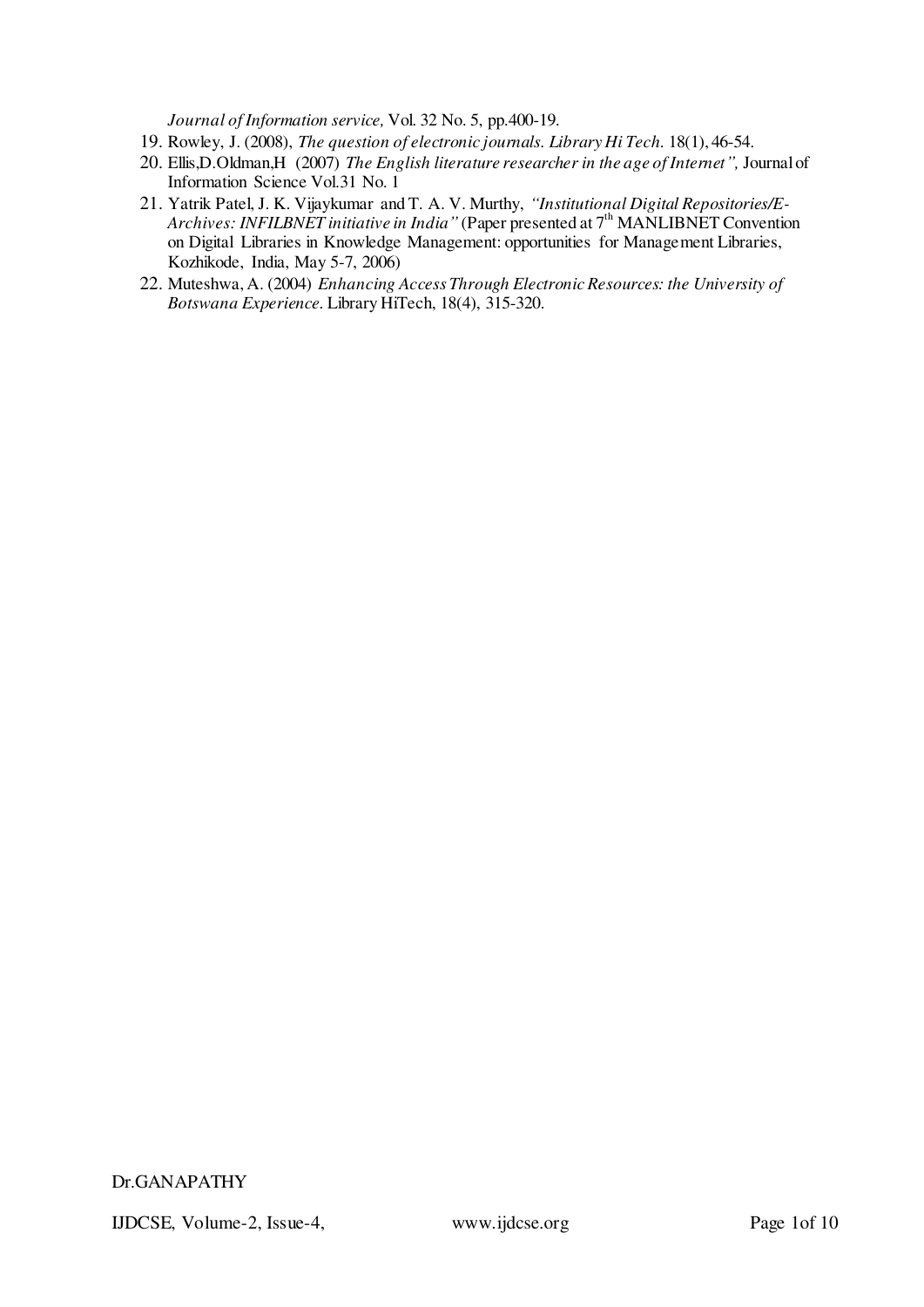*Journal of Information service,* Vol. 32 No. 5, pp.400-19.

19. Rowley, J. (2008), *The question of electronic journals. Library Hi Tech.* 18(1), 46-54.
20. Ellis,D.Oldman,H (2007) *The English literature researcher in the age of Internet",* Journal of Information Science Vol.31 No. 1
21. Yatrik Patel, J. K. Vijaykumar and T. A. V. Murthy, *"Institutional Digital Repositories/E-Archives: INFILBNET initiative in India"* (Paper presented at 7th MANLIBNET Convention on Digital Libraries in Knowledge Management: opportunities for Management Libraries, Kozhikode, India, May 5-7, 2006)
22. Muteshwa, A. (2004) *Enhancing Access Through Electronic Resources: the University of Botswana Experience.* Library HiTech, 18(4), 315-320.